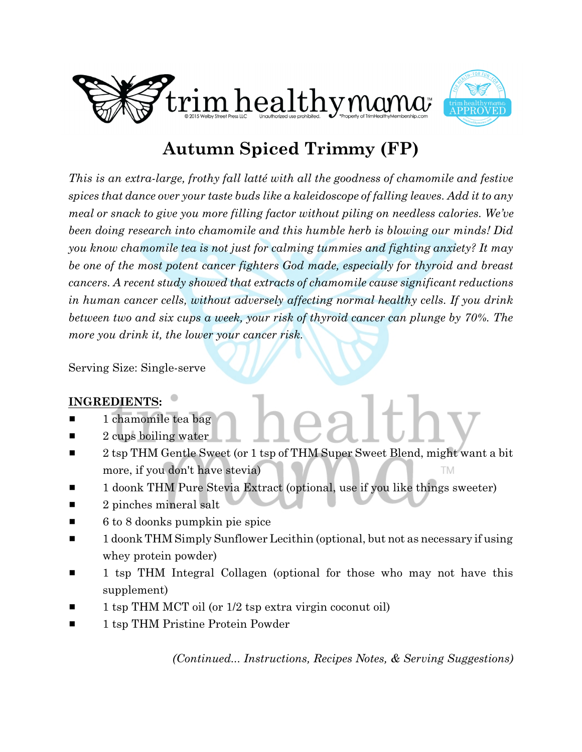# Autumn Spiced Trimmy (FP)

*This is an extra-large, frothy fall latté with all the goodness of chamomile and festive spices that dance over your taste buds like a kaleidoscope of falling leaves. Add it to any meal or snack to give you more filling factor without piling on needless calories. We've been doing research into chamomile and this humble herb is blowing our minds! Did you know chamomile tea is not just for calming tummies and fighting anxiety? It may be one of the most potent cancer fighters God made, especially for thyroid and breast cancers. A recent study showed that extracts of chamomile cause significant reductions in human cancer cells, without adversely affecting normal healthy cells. If you drink between two and six cups a week, your risk of thyroid cancer can plunge by 70%. The more you drink it, the lower your cancer risk.*

Serving Size: Single-serve

**INGREDIENTS:**

- 1 chamomile tea bag
- 2 cups boiling water
- 2 tsp THM Gentle Sweet (or 1 tsp of THM Super Sweet Blend, might want a bit more, if you don't have stevia)
- 1 doonk THM Pure Stevia Extract (optional, use if you like things sweeter)
- 2 pinches mineral salt
- 6 to 8 doonks pumpkin pie spice
- 1 doonk THM Simply Sunflower Lecithin (optional, but not as necessary if using whey protein powder)
- 1 tsp THM Integral Collagen (optional for those who may not have this supplement)
- 1 tsp THM MCT oil (or 1/2 tsp extra virgin coconut oil)
- 1 tsp THM Pristine Protein Powder

*(Continued... Instructions, Recipes Notes, & Serving Suggestions)*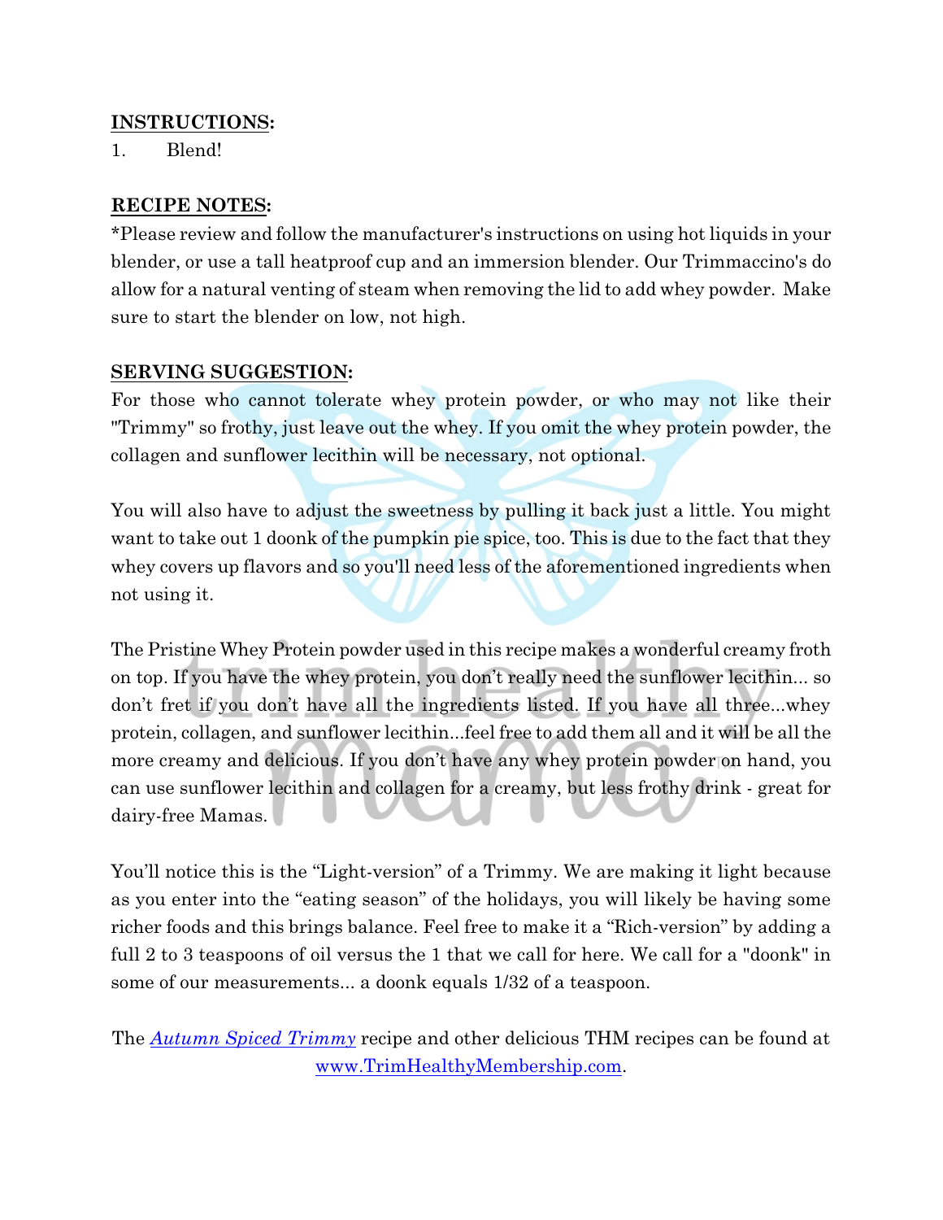**INSTRUCTIONS:**

1. Blend!

**RECIPE NOTES:**

*Please review and follow the manufacturer's instructions on using hot liquids in your blender, or use a tall heatproof cup and an immersion blender. Our Trimmaccino's do allow for a natural venting of steam when removing the lid to add whey powder. Make sure to start the blender on low, not high.

**SERVING SUGGESTION:**

For those who cannot tolerate whey protein powder, or who may not like their "Trimmy" so frothy, just leave out the whey. If you omit the whey protein powder, the collagen and sunflower lecithin will be necessary, not optional.

You will also have to adjust the sweetness by pulling it back just a little. You might want to take out 1 doonk of the pumpkin pie spice, too. This is due to the fact that they whey covers up flavors and so you'll need less of the aforementioned ingredients when not using it.

The Pristine Whey Protein powder used in this recipe makes a wonderful creamy froth on top. If you have the whey protein, you don't really need the sunflower lecithin... so don't fret if you don't have all the ingredients listed. If you have all three...whey protein, collagen, and sunflower lecithin...feel free to add them all and it will be all the more creamy and delicious. If you don't have any whey protein powder on hand, you can use sunflower lecithin and collagen for a creamy, but less frothy drink - great for dairy-free Mamas.

You'll notice this is the "Light-version" of a Trimmy. We are making it light because as you enter into the "eating season" of the holidays, you will likely be having some richer foods and this brings balance. Feel free to make it a "Rich-version" by adding a full 2 to 3 teaspoons of oil versus the 1 that we call for here. We call for a "doonk" in some of our measurements... a doonk equals 1/32 of a teaspoon.

The *Autumn Spiced Trimmy* recipe and other delicious THM recipes can be found at www.TrimHealthyMembership.com.